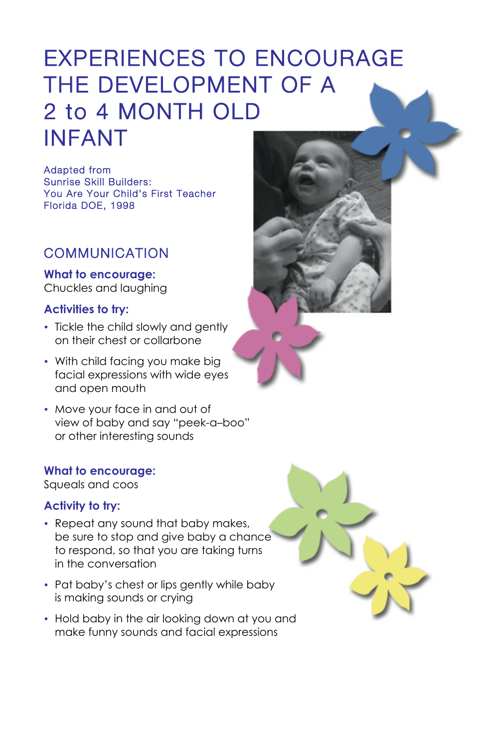# EXPERIENCES TO ENCOURAGE THE DEVELOPMENT OF A 2 to 4 MONTH OLD INFANT

Adapted from
Sunrise Skill Builders:
You Are Your Child's First Teacher
Florida DOE, 1998

## COMMUNICATION

**What to encourage:**
Chuckles and laughing

**Activities to try:**

- Tickle the child slowly and gently on their chest or collarbone
- With child facing you make big facial expressions with wide eyes and open mouth
- Move your face in and out of view of baby and say "peek-a–boo" or other interesting sounds

**What to encourage:**
Squeals and coos

**Activity to try:**

- Repeat any sound that baby makes, be sure to stop and give baby a chance to respond, so that you are taking turns in the conversation
- Pat baby's chest or lips gently while baby is making sounds or crying
- Hold baby in the air looking down at you and make funny sounds and facial expressions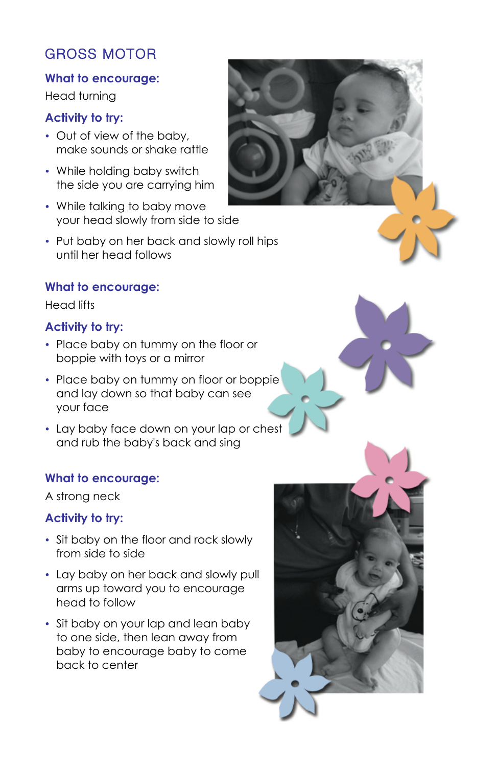## GROSS MOTOR

### What to encourage:

Head turning

### Activity to try:

- Out of view of the baby, make sounds or shake rattle
- While holding baby switch the side you are carrying him
- While talking to baby move your head slowly from side to side
- Put baby on her back and slowly roll hips until her head follows

### What to encourage:

Head lifts

### Activity to try:

- Place baby on tummy on the floor or boppie with toys or a mirror
- Place baby on tummy on floor or boppie and lay down so that baby can see your face
- Lay baby face down on your lap or chest and rub the baby's back and sing

### What to encourage:

A strong neck

### Activity to try:

- Sit baby on the floor and rock slowly from side to side
- Lay baby on her back and slowly pull arms up toward you to encourage head to follow
- Sit baby on your lap and lean baby to one side, then lean away from baby to encourage baby to come back to center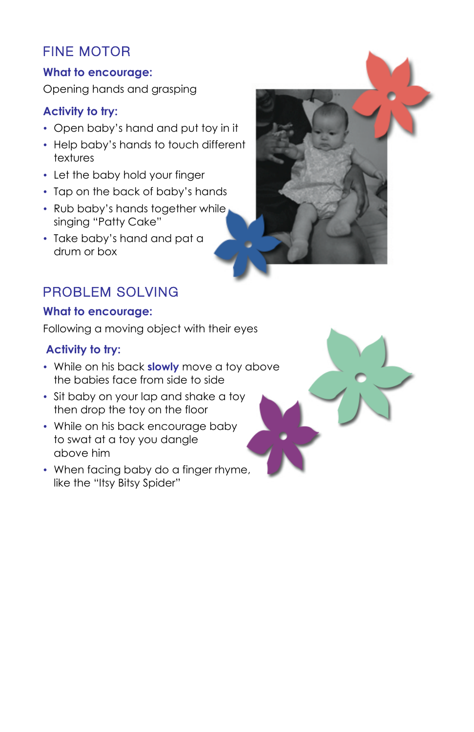## FINE MOTOR

### What to encourage:

Opening hands and grasping

### Activity to try:

- Open baby's hand and put toy in it
- Help baby's hands to touch different textures
- Let the baby hold your finger
- Tap on the back of baby's hands
- Rub baby's hands together while singing "Patty Cake"
- Take baby's hand and pat a drum or box

## PROBLEM SOLVING

### What to encourage:

Following a moving object with their eyes

### Activity to try:

- While on his back **slowly** move a toy above the babies face from side to side
- Sit baby on your lap and shake a toy then drop the toy on the floor
- While on his back encourage baby to swat at a toy you dangle above him
- When facing baby do a finger rhyme, like the "Itsy Bitsy Spider"